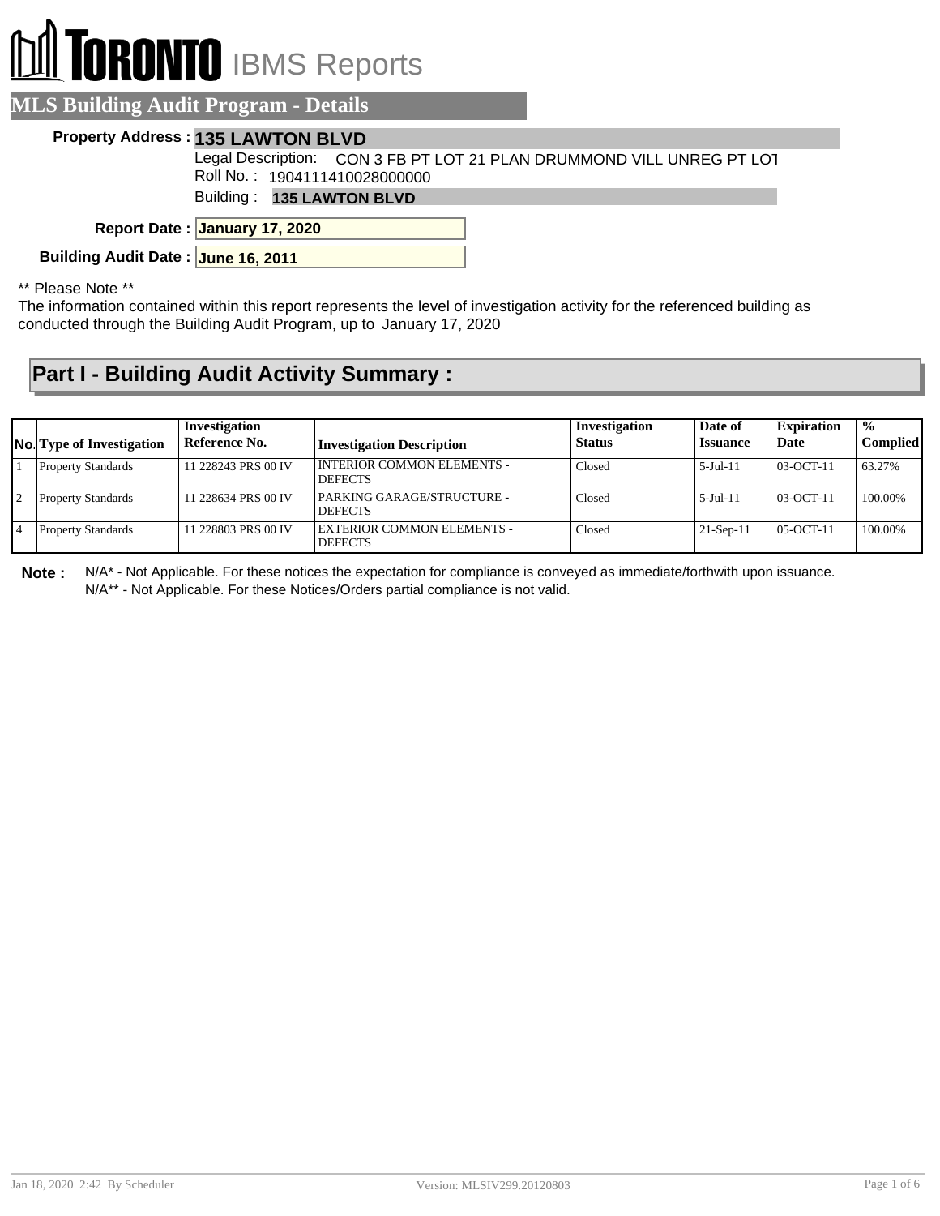# TORONTO IBMS Reports

## MLS Building Audit Program - Details

**Property Address :** **135 LAWTON BLVD**

Legal Description: CON 3 FB PT LOT 21 PLAN DRUMMOND VILL UNREG PT LOT

Roll No. : 1904111410028000000

Building : **135 LAWTON BLVD**

**Report Date :** **January 17, 2020**

**Building Audit Date :** **June 16, 2011**

** Please Note **

The information contained within this report represents the level of investigation activity for the referenced building as conducted through the Building Audit Program, up to January 17, 2020

## Part I - Building Audit Activity Summary :

| No. | Type of Investigation | Investigation Reference No. | Investigation Description | Investigation Status | Date of Issuance | Expiration Date | % Complied |
|---|---|---|---|---|---|---|---|
| 1 | Property Standards | 11 228243 PRS 00 IV | INTERIOR COMMON ELEMENTS - DEFECTS | Closed | 5-Jul-11 | 03-OCT-11 | 63.27% |
| 2 | Property Standards | 11 228634 PRS 00 IV | PARKING GARAGE/STRUCTURE - DEFECTS | Closed | 5-Jul-11 | 03-OCT-11 | 100.00% |
| 4 | Property Standards | 11 228803 PRS 00 IV | EXTERIOR COMMON ELEMENTS - DEFECTS | Closed | 21-Sep-11 | 05-OCT-11 | 100.00% |

**Note :** N/A* - Not Applicable. For these notices the expectation for compliance is conveyed as immediate/forthwith upon issuance.
N/A** - Not Applicable. For these Notices/Orders partial compliance is not valid.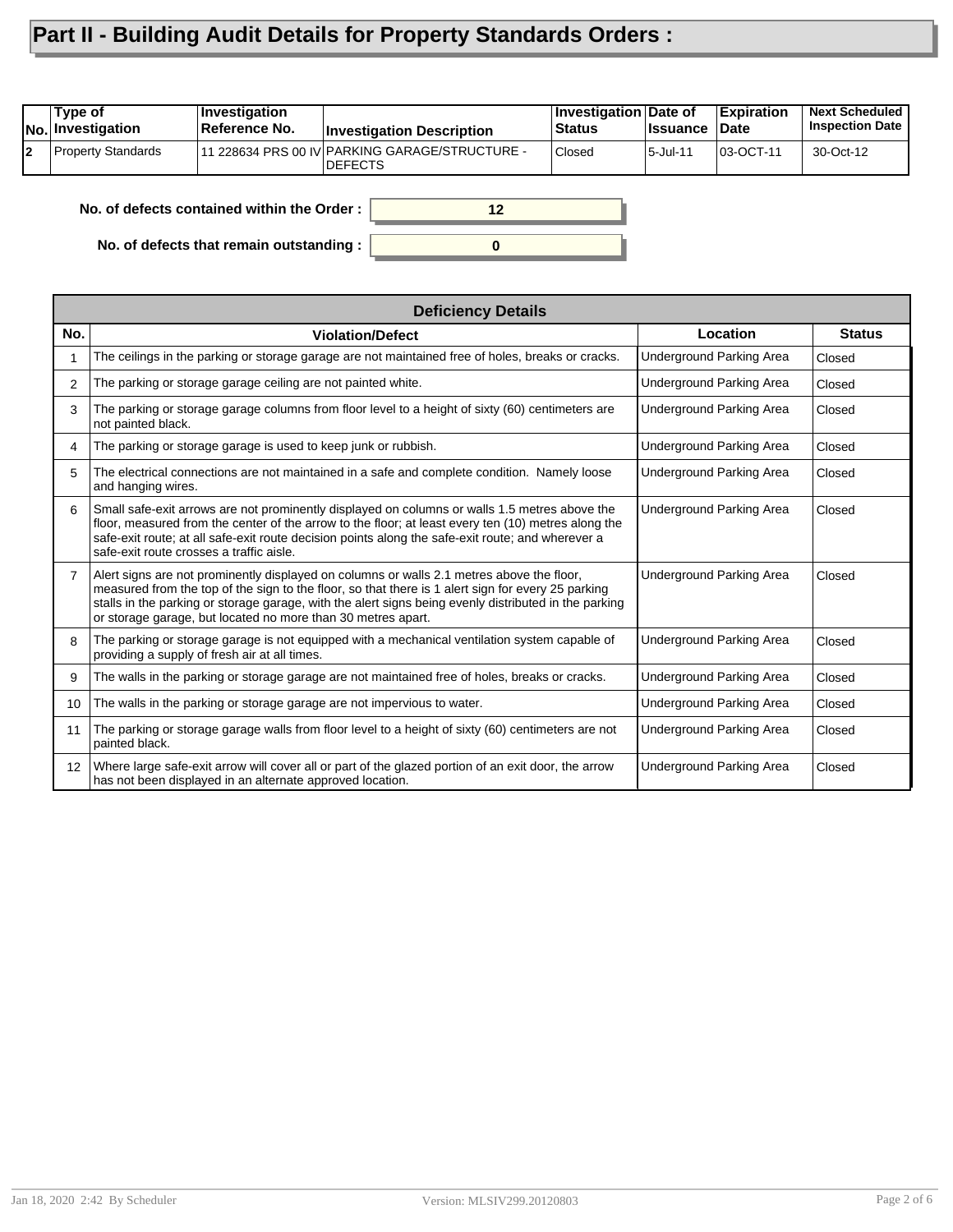# Part II - Building Audit Details for Property Standards Orders :

| No. | Type of Investigation | Investigation Reference No. | Investigation Description | Investigation Status | Date of Issuance | Expiration Date | Next Scheduled Inspection Date |
|---|---|---|---|---|---|---|---|
| 2 | Property Standards | 11 228634 PRS 00 IV | PARKING GARAGE/STRUCTURE - DEFECTS | Closed | 5-Jul-11 | 03-OCT-11 | 30-Oct-12 |

**No. of defects contained within the Order :** 12

**No. of defects that remain outstanding :** 0

**Deficiency Details**

| No. | Violation/Defect | Location | Status |
|---|---|---|---|
| 1 | The ceilings in the parking or storage garage are not maintained free of holes, breaks or cracks. | Underground Parking Area | Closed |
| 2 | The parking or storage garage ceiling are not painted white. | Underground Parking Area | Closed |
| 3 | The parking or storage garage columns from floor level to a height of sixty (60) centimeters are not painted black. | Underground Parking Area | Closed |
| 4 | The parking or storage garage is used to keep junk or rubbish. | Underground Parking Area | Closed |
| 5 | The electrical connections are not maintained in a safe and complete condition. Namely loose and hanging wires. | Underground Parking Area | Closed |
| 6 | Small safe-exit arrows are not prominently displayed on columns or walls 1.5 metres above the floor, measured from the center of the arrow to the floor; at least every ten (10) metres along the safe-exit route; at all safe-exit route decision points along the safe-exit route; and wherever a safe-exit route crosses a traffic aisle. | Underground Parking Area | Closed |
| 7 | Alert signs are not prominently displayed on columns or walls 2.1 metres above the floor, measured from the top of the sign to the floor, so that there is 1 alert sign for every 25 parking stalls in the parking or storage garage, with the alert signs being evenly distributed in the parking or storage garage, but located no more than 30 metres apart. | Underground Parking Area | Closed |
| 8 | The parking or storage garage is not equipped with a mechanical ventilation system capable of providing a supply of fresh air at all times. | Underground Parking Area | Closed |
| 9 | The walls in the parking or storage garage are not maintained free of holes, breaks or cracks. | Underground Parking Area | Closed |
| 10 | The walls in the parking or storage garage are not impervious to water. | Underground Parking Area | Closed |
| 11 | The parking or storage garage walls from floor level to a height of sixty (60) centimeters are not painted black. | Underground Parking Area | Closed |
| 12 | Where large safe-exit arrow will cover all or part of the glazed portion of an exit door, the arrow has not been displayed in an alternate approved location. | Underground Parking Area | Closed |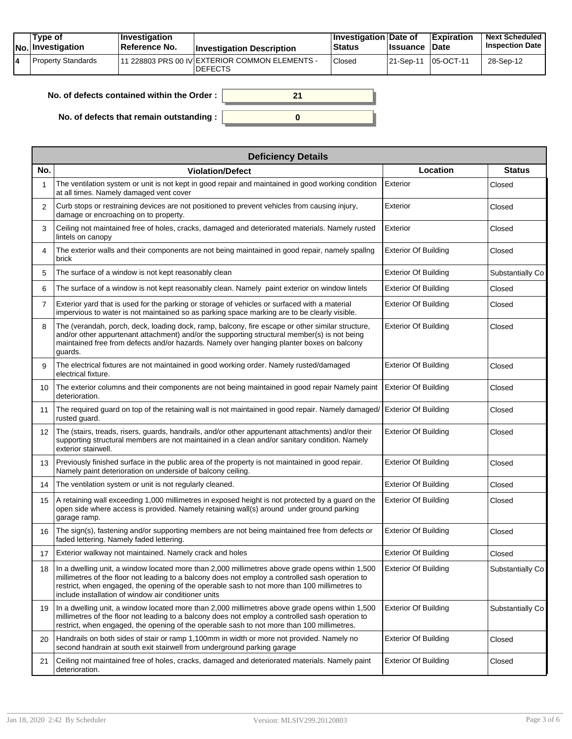| No. | Type of Investigation | Investigation Reference No. | Investigation Description | Investigation Status | Date of Issuance | Expiration Date | Next Scheduled Inspection Date |
|---|---|---|---|---|---|---|---|
| 4 | Property Standards | 11 228803 PRS 00 IV | EXTERIOR COMMON ELEMENTS - DEFECTS | Closed | 21-Sep-11 | 05-OCT-11 | 28-Sep-12 |

**No. of defects contained within the Order :** 21

**No. of defects that remain outstanding :** 0

| Deficiency Details | | | |
|---|---|---|---|
| **No.** | **Violation/Defect** | **Location** | **Status** |
| 1 | The ventilation system or unit is not kept in good repair and maintained in good working condition at all times. Namely damaged vent cover | Exterior | Closed |
| 2 | Curb stops or restraining devices are not positioned to prevent vehicles from causing injury, damage or encroaching on to property. | Exterior | Closed |
| 3 | Ceiling not maintained free of holes, cracks, damaged and deteriorated materials. Namely rusted lintels on canopy | Exterior | Closed |
| 4 | The exterior walls and their components are not being maintained in good repair, namely spallng brick | Exterior Of Building | Closed |
| 5 | The surface of a window is not kept reasonably clean | Exterior Of Building | Substantially Co |
| 6 | The surface of a window is not kept reasonably clean. Namely paint exterior on window lintels | Exterior Of Building | Closed |
| 7 | Exterior yard that is used for the parking or storage of vehicles or surfaced with a material impervious to water is not maintained so as parking space marking are to be clearly visible. | Exterior Of Building | Closed |
| 8 | The (verandah, porch, deck, loading dock, ramp, balcony, fire escape or other similar structure, and/or other appurtenant attachment) and/or the supporting structural member(s) is not being maintained free from defects and/or hazards. Namely over hanging planter boxes on balcony guards. | Exterior Of Building | Closed |
| 9 | The electrical fixtures are not maintained in good working order. Namely rusted/damaged electrical fixture. | Exterior Of Building | Closed |
| 10 | The exterior columns and their components are not being maintained in good repair Namely paint deterioration. | Exterior Of Building | Closed |
| 11 | The required guard on top of the retaining wall is not maintained in good repair. Namely damaged/ rusted guard. | Exterior Of Building | Closed |
| 12 | The (stairs, treads, risers, guards, handrails, and/or other appurtenant attachments) and/or their supporting structural members are not maintained in a clean and/or sanitary condition. Namely exterior stairwell. | Exterior Of Building | Closed |
| 13 | Previously finished surface in the public area of the property is not maintained in good repair. Namely paint deterioration on underside of balcony ceiling. | Exterior Of Building | Closed |
| 14 | The ventilation system or unit is not regularly cleaned. | Exterior Of Building | Closed |
| 15 | A retaining wall exceeding 1,000 millimetres in exposed height is not protected by a guard on the open side where access is provided. Namely retaining wall(s) around under ground parking garage ramp. | Exterior Of Building | Closed |
| 16 | The sign(s), fastening and/or supporting members are not being maintained free from defects or faded lettering. Namely faded lettering. | Exterior Of Building | Closed |
| 17 | Exterior walkway not maintained. Namely crack and holes | Exterior Of Building | Closed |
| 18 | In a dwelling unit, a window located more than 2,000 millimetres above grade opens within 1,500 millimetres of the floor not leading to a balcony does not employ a controlled sash operation to restrict, when engaged, the opening of the operable sash to not more than 100 millimetres to include installation of window air conditioner units | Exterior Of Building | Substantially Co |
| 19 | In a dwelling unit, a window located more than 2,000 millimetres above grade opens within 1,500 millimetres of the floor not leading to a balcony does not employ a controlled sash operation to restrict, when engaged, the opening of the operable sash to not more than 100 millimetres. | Exterior Of Building | Substantially Co |
| 20 | Handrails on both sides of stair or ramp 1,100mm in width or more not provided. Namely no second handrain at south exit stairwell from underground parking garage | Exterior Of Building | Closed |
| 21 | Ceiling not maintained free of holes, cracks, damaged and deteriorated materials. Namely paint deterioration. | Exterior Of Building | Closed |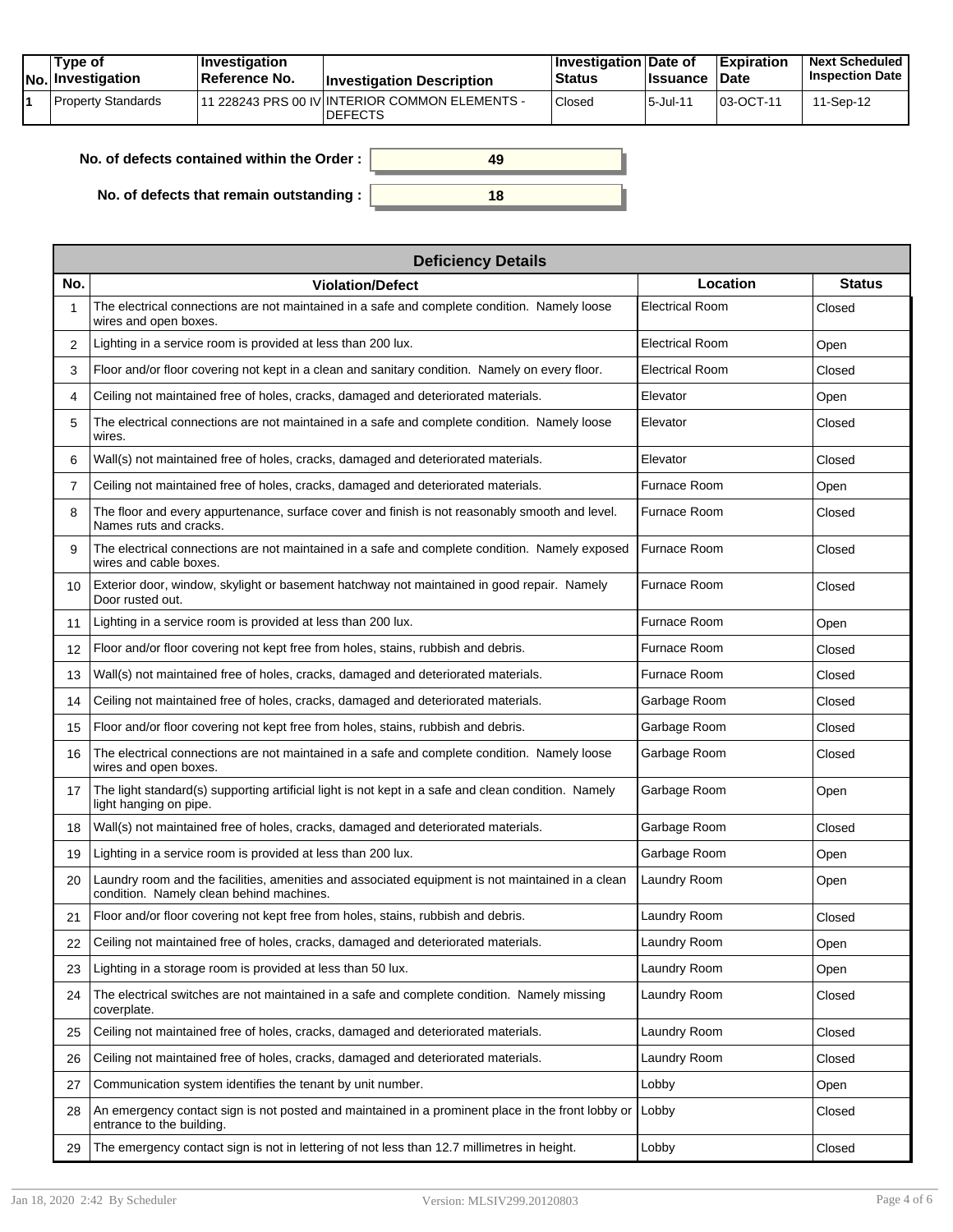| No. | Type of Investigation | Investigation Reference No. | Investigation Description | Investigation Status | Date of Issuance | Expiration Date | Next Scheduled Inspection Date |
|---|---|---|---|---|---|---|---|
| 1 | Property Standards | 11 228243 PRS 00 IV | INTERIOR COMMON ELEMENTS - DEFECTS | Closed | 5-Jul-11 | 03-OCT-11 | 11-Sep-12 |

**No. of defects contained within the Order :** 49

**No. of defects that remain outstanding :** 18

| Deficiency Details | | | |
|---|---|---|---|
| **No.** | **Violation/Defect** | **Location** | **Status** |
| 1 | The electrical connections are not maintained in a safe and complete condition. Namely loose wires and open boxes. | Electrical Room | Closed |
| 2 | Lighting in a service room is provided at less than 200 lux. | Electrical Room | Open |
| 3 | Floor and/or floor covering not kept in a clean and sanitary condition. Namely on every floor. | Electrical Room | Closed |
| 4 | Ceiling not maintained free of holes, cracks, damaged and deteriorated materials. | Elevator | Open |
| 5 | The electrical connections are not maintained in a safe and complete condition. Namely loose wires. | Elevator | Closed |
| 6 | Wall(s) not maintained free of holes, cracks, damaged and deteriorated materials. | Elevator | Closed |
| 7 | Ceiling not maintained free of holes, cracks, damaged and deteriorated materials. | Furnace Room | Open |
| 8 | The floor and every appurtenance, surface cover and finish is not reasonably smooth and level. Names ruts and cracks. | Furnace Room | Closed |
| 9 | The electrical connections are not maintained in a safe and complete condition. Namely exposed wires and cable boxes. | Furnace Room | Closed |
| 10 | Exterior door, window, skylight or basement hatchway not maintained in good repair. Namely Door rusted out. | Furnace Room | Closed |
| 11 | Lighting in a service room is provided at less than 200 lux. | Furnace Room | Open |
| 12 | Floor and/or floor covering not kept free from holes, stains, rubbish and debris. | Furnace Room | Closed |
| 13 | Wall(s) not maintained free of holes, cracks, damaged and deteriorated materials. | Furnace Room | Closed |
| 14 | Ceiling not maintained free of holes, cracks, damaged and deteriorated materials. | Garbage Room | Closed |
| 15 | Floor and/or floor covering not kept free from holes, stains, rubbish and debris. | Garbage Room | Closed |
| 16 | The electrical connections are not maintained in a safe and complete condition. Namely loose wires and open boxes. | Garbage Room | Closed |
| 17 | The light standard(s) supporting artificial light is not kept in a safe and clean condition. Namely light hanging on pipe. | Garbage Room | Open |
| 18 | Wall(s) not maintained free of holes, cracks, damaged and deteriorated materials. | Garbage Room | Closed |
| 19 | Lighting in a service room is provided at less than 200 lux. | Garbage Room | Open |
| 20 | Laundry room and the facilities, amenities and associated equipment is not maintained in a clean condition. Namely clean behind machines. | Laundry Room | Open |
| 21 | Floor and/or floor covering not kept free from holes, stains, rubbish and debris. | Laundry Room | Closed |
| 22 | Ceiling not maintained free of holes, cracks, damaged and deteriorated materials. | Laundry Room | Open |
| 23 | Lighting in a storage room is provided at less than 50 lux. | Laundry Room | Open |
| 24 | The electrical switches are not maintained in a safe and complete condition. Namely missing coverplate. | Laundry Room | Closed |
| 25 | Ceiling not maintained free of holes, cracks, damaged and deteriorated materials. | Laundry Room | Closed |
| 26 | Ceiling not maintained free of holes, cracks, damaged and deteriorated materials. | Laundry Room | Closed |
| 27 | Communication system identifies the tenant by unit number. | Lobby | Open |
| 28 | An emergency contact sign is not posted and maintained in a prominent place in the front lobby or entrance to the building. | Lobby | Closed |
| 29 | The emergency contact sign is not in lettering of not less than 12.7 millimetres in height. | Lobby | Closed |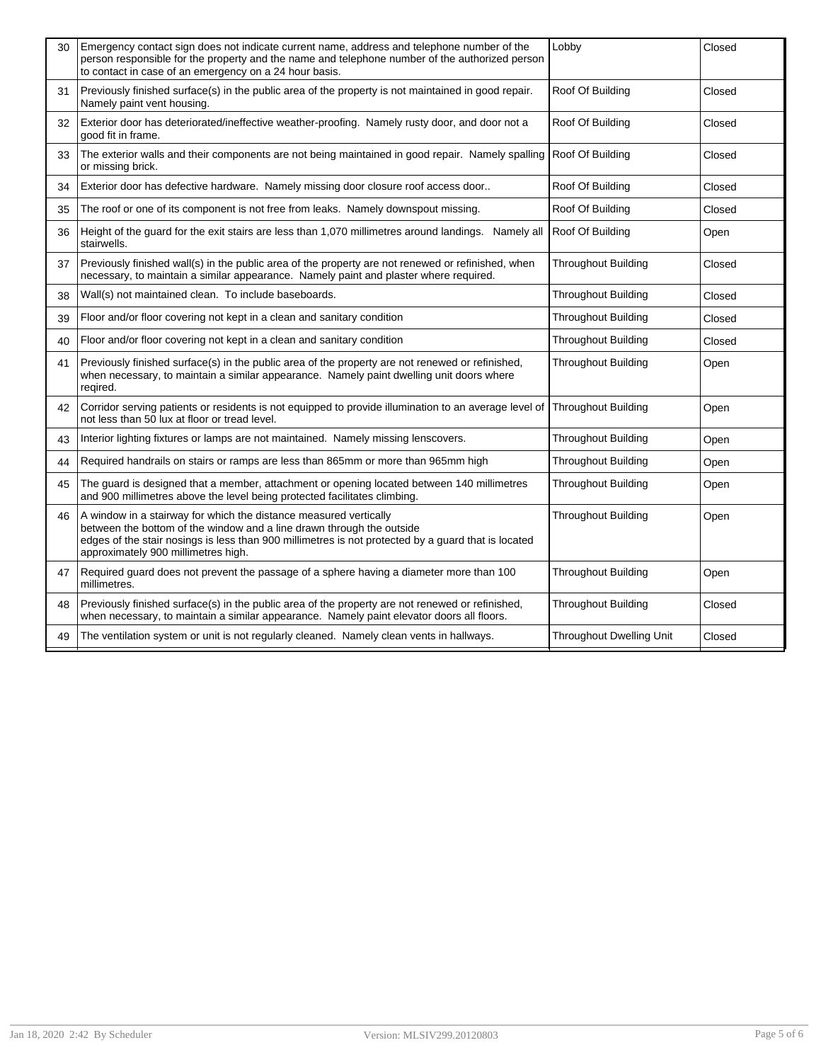| | | | |
|---|---|---|---|
| 30 | Emergency contact sign does not indicate current name, address and telephone number of the person responsible for the property and the name and telephone number of the authorized person to contact in case of an emergency on a 24 hour basis. | Lobby | Closed |
| 31 | Previously finished surface(s) in the public area of the property is not maintained in good repair. Namely paint vent housing. | Roof Of Building | Closed |
| 32 | Exterior door has deteriorated/ineffective weather-proofing. Namely rusty door, and door not a good fit in frame. | Roof Of Building | Closed |
| 33 | The exterior walls and their components are not being maintained in good repair. Namely spalling or missing brick. | Roof Of Building | Closed |
| 34 | Exterior door has defective hardware. Namely missing door closure roof access door.. | Roof Of Building | Closed |
| 35 | The roof or one of its component is not free from leaks. Namely downspout missing. | Roof Of Building | Closed |
| 36 | Height of the guard for the exit stairs are less than 1,070 millimetres around landings. Namely all stairwells. | Roof Of Building | Open |
| 37 | Previously finished wall(s) in the public area of the property are not renewed or refinished, when necessary, to maintain a similar appearance. Namely paint and plaster where required. | Throughout Building | Closed |
| 38 | Wall(s) not maintained clean. To include baseboards. | Throughout Building | Closed |
| 39 | Floor and/or floor covering not kept in a clean and sanitary condition | Throughout Building | Closed |
| 40 | Floor and/or floor covering not kept in a clean and sanitary condition | Throughout Building | Closed |
| 41 | Previously finished surface(s) in the public area of the property are not renewed or refinished, when necessary, to maintain a similar appearance. Namely paint dwelling unit doors where reqired. | Throughout Building | Open |
| 42 | Corridor serving patients or residents is not equipped to provide illumination to an average level of not less than 50 lux at floor or tread level. | Throughout Building | Open |
| 43 | Interior lighting fixtures or lamps are not maintained. Namely missing lenscovers. | Throughout Building | Open |
| 44 | Required handrails on stairs or ramps are less than 865mm or more than 965mm high | Throughout Building | Open |
| 45 | The guard is designed that a member, attachment or opening located between 140 millimetres and 900 millimetres above the level being protected facilitates climbing. | Throughout Building | Open |
| 46 | A window in a stairway for which the distance measured vertically between the bottom of the window and a line drawn through the outside edges of the stair nosings is less than 900 millimetres is not protected by a guard that is located approximately 900 millimetres high. | Throughout Building | Open |
| 47 | Required guard does not prevent the passage of a sphere having a diameter more than 100 millimetres. | Throughout Building | Open |
| 48 | Previously finished surface(s) in the public area of the property are not renewed or refinished, when necessary, to maintain a similar appearance. Namely paint elevator doors all floors. | Throughout Building | Closed |
| 49 | The ventilation system or unit is not regularly cleaned. Namely clean vents in hallways. | Throughout Dwelling Unit | Closed |

Jan 18, 2020 2:42 By Scheduler Version: MLSIV299.20120803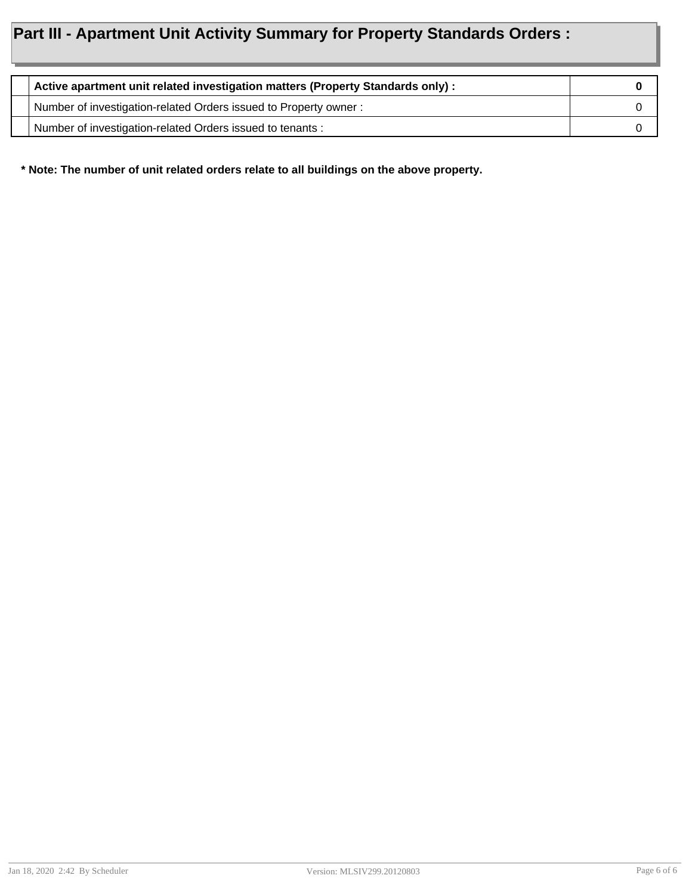# Part III - Apartment Unit Activity Summary for Property Standards Orders :

| | | |
|---|---|---|
| | **Active apartment unit related investigation matters (Property Standards only) :** | **0** |
| | Number of investigation-related Orders issued to Property owner : | 0 |
| | Number of investigation-related Orders issued to tenants : | 0 |

**\* Note: The number of unit related orders relate to all buildings on the above property.**

Jan 18, 2020 2:42 By Scheduler    Version: MLSIV299.20120803